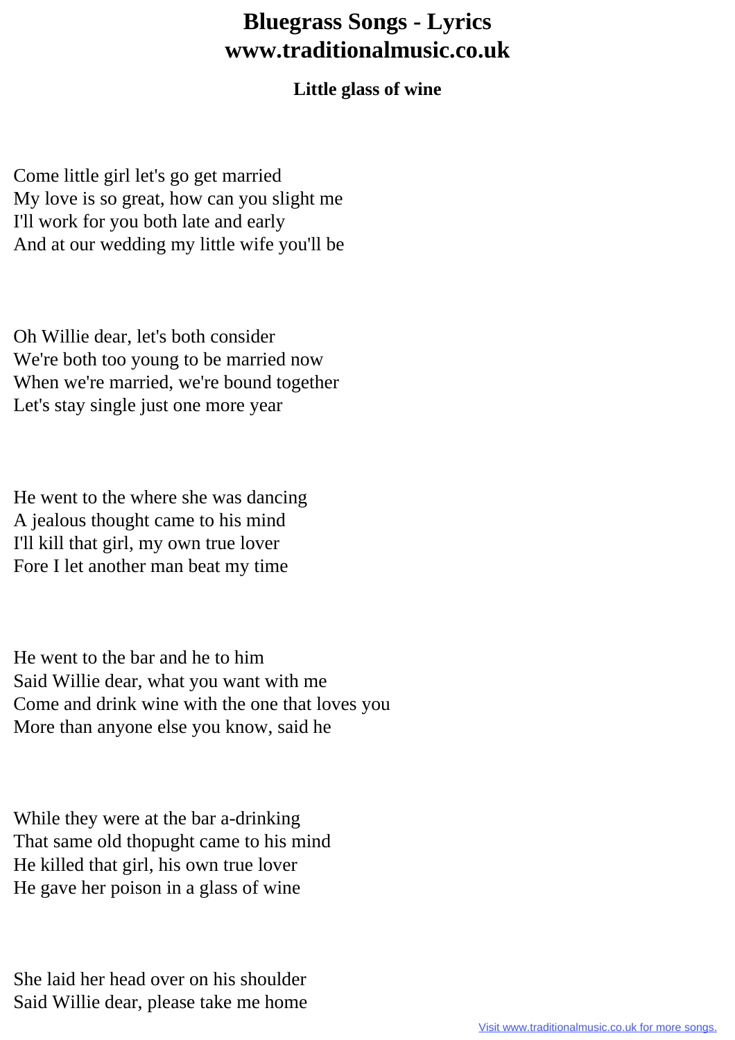# Bluegrass Songs - Lyrics
# www.traditionalmusic.co.uk

### Little glass of wine

Come little girl let's go get married
My love is so great, how can you slight me
I'll work for you both late and early
And at our wedding my little wife you'll be

Oh Willie dear, let's both consider
We're both too young to be married now
When we're married, we're bound together
Let's stay single just one more year

He went to the where she was dancing
A jealous thought came to his mind
I'll kill that girl, my own true lover
Fore I let another man beat my time

He went to the bar and he to him
Said Willie dear, what you want with me
Come and drink wine with the one that loves you
More than anyone else you know, said he

While they were at the bar a-drinking
That same old thopught came to his mind
He killed that girl, his own true lover
He gave her poison in a glass of wine

She laid her head over on his shoulder
Said Willie dear, please take me home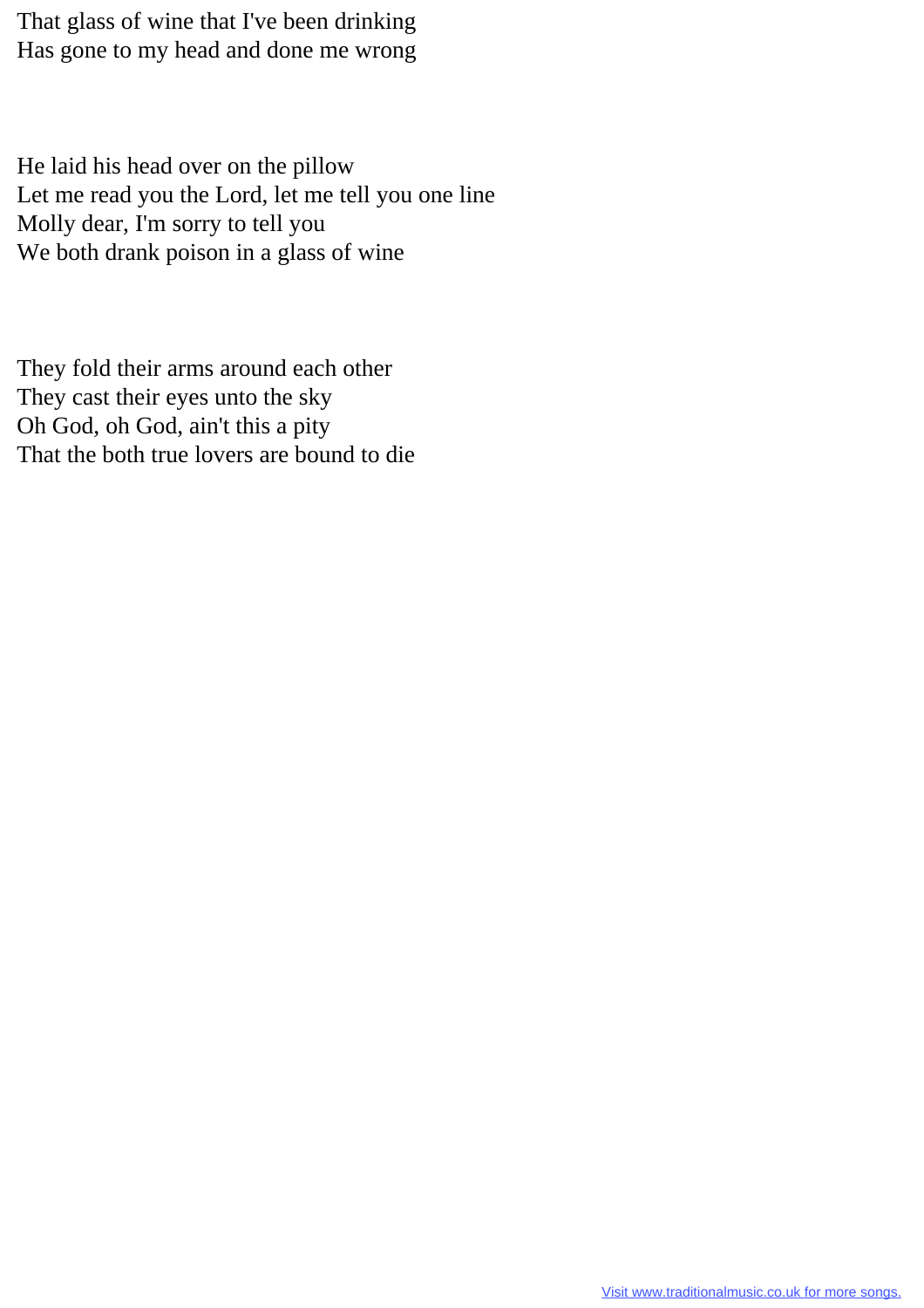That glass of wine that I've been drinking
Has gone to my head and done me wrong

He laid his head over on the pillow
Let me read you the Lord, let me tell you one line
Molly dear, I'm sorry to tell you
We both drank poison in a glass of wine

They fold their arms around each other
They cast their eyes unto the sky
Oh God, oh God, ain't this a pity
That the both true lovers are bound to die